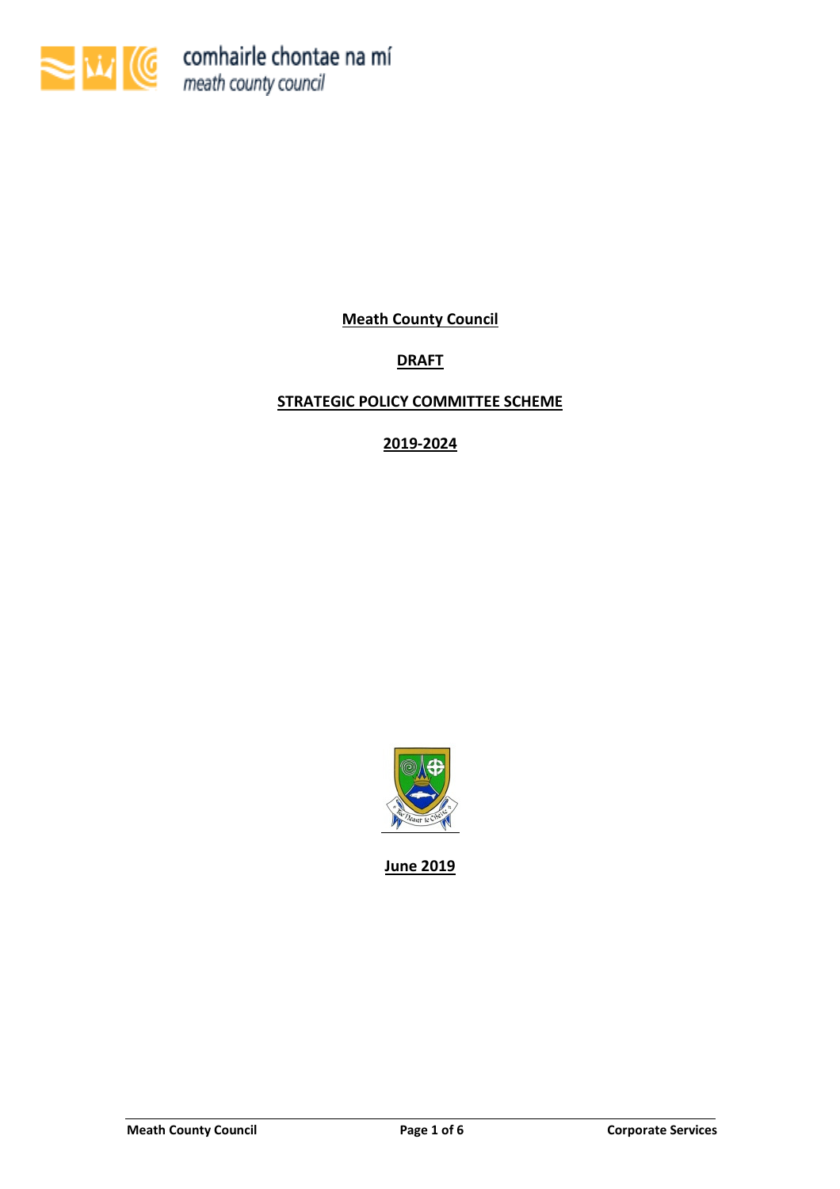comhairle chontae na mí
*meath county council*

**Meath County Council**

**DRAFT**

**STRATEGIC POLICY COMMITTEE SCHEME**

**2019-2024**

**June 2019**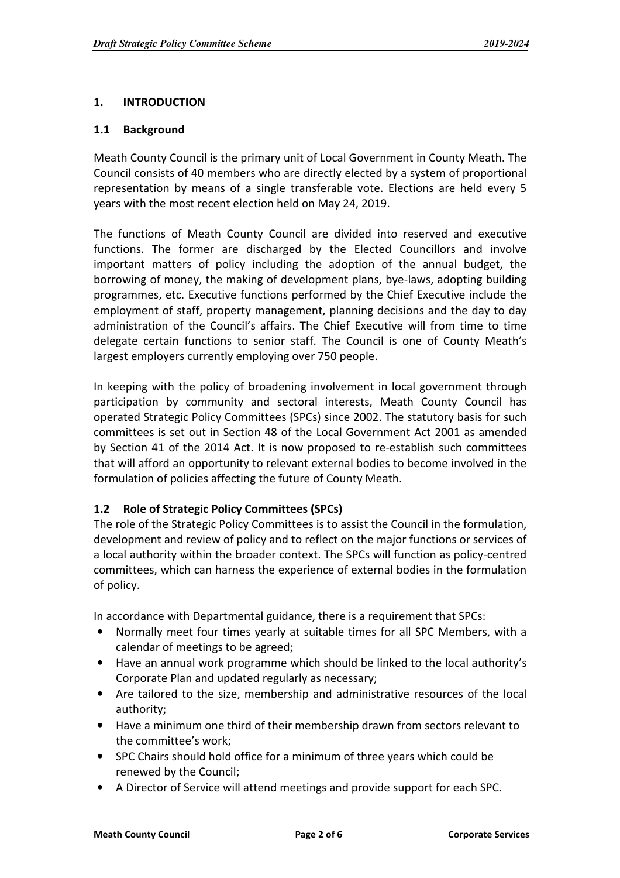## 1. INTRODUCTION

### 1.1 Background

Meath County Council is the primary unit of Local Government in County Meath. The Council consists of 40 members who are directly elected by a system of proportional representation by means of a single transferable vote. Elections are held every 5 years with the most recent election held on May 24, 2019.

The functions of Meath County Council are divided into reserved and executive functions. The former are discharged by the Elected Councillors and involve important matters of policy including the adoption of the annual budget, the borrowing of money, the making of development plans, bye-laws, adopting building programmes, etc. Executive functions performed by the Chief Executive include the employment of staff, property management, planning decisions and the day to day administration of the Council's affairs. The Chief Executive will from time to time delegate certain functions to senior staff. The Council is one of County Meath's largest employers currently employing over 750 people.

In keeping with the policy of broadening involvement in local government through participation by community and sectoral interests, Meath County Council has operated Strategic Policy Committees (SPCs) since 2002. The statutory basis for such committees is set out in Section 48 of the Local Government Act 2001 as amended by Section 41 of the 2014 Act. It is now proposed to re-establish such committees that will afford an opportunity to relevant external bodies to become involved in the formulation of policies affecting the future of County Meath.

### 1.2 Role of Strategic Policy Committees (SPCs)

The role of the Strategic Policy Committees is to assist the Council in the formulation, development and review of policy and to reflect on the major functions or services of a local authority within the broader context. The SPCs will function as policy-centred committees, which can harness the experience of external bodies in the formulation of policy.

In accordance with Departmental guidance, there is a requirement that SPCs:

- Normally meet four times yearly at suitable times for all SPC Members, with a calendar of meetings to be agreed;
- Have an annual work programme which should be linked to the local authority's Corporate Plan and updated regularly as necessary;
- Are tailored to the size, membership and administrative resources of the local authority;
- Have a minimum one third of their membership drawn from sectors relevant to the committee's work;
- SPC Chairs should hold office for a minimum of three years which could be renewed by the Council;
- A Director of Service will attend meetings and provide support for each SPC.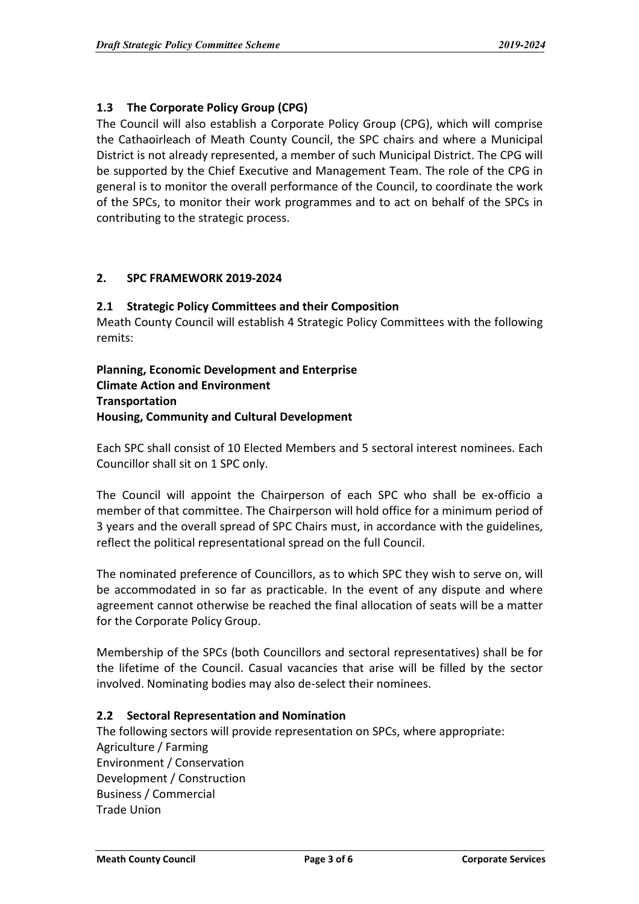### 1.3 The Corporate Policy Group (CPG)

The Council will also establish a Corporate Policy Group (CPG), which will comprise the Cathaoirleach of Meath County Council, the SPC chairs and where a Municipal District is not already represented, a member of such Municipal District. The CPG will be supported by the Chief Executive and Management Team. The role of the CPG in general is to monitor the overall performance of the Council, to coordinate the work of the SPCs, to monitor their work programmes and to act on behalf of the SPCs in contributing to the strategic process.

## 2. SPC FRAMEWORK 2019-2024

### 2.1 Strategic Policy Committees and their Composition

Meath County Council will establish 4 Strategic Policy Committees with the following remits:

**Planning, Economic Development and Enterprise**
**Climate Action and Environment**
**Transportation**
**Housing, Community and Cultural Development**

Each SPC shall consist of 10 Elected Members and 5 sectoral interest nominees. Each Councillor shall sit on 1 SPC only.

The Council will appoint the Chairperson of each SPC who shall be ex-officio a member of that committee. The Chairperson will hold office for a minimum period of 3 years and the overall spread of SPC Chairs must, in accordance with the guidelines, reflect the political representational spread on the full Council.

The nominated preference of Councillors, as to which SPC they wish to serve on, will be accommodated in so far as practicable. In the event of any dispute and where agreement cannot otherwise be reached the final allocation of seats will be a matter for the Corporate Policy Group.

Membership of the SPCs (both Councillors and sectoral representatives) shall be for the lifetime of the Council. Casual vacancies that arise will be filled by the sector involved. Nominating bodies may also de-select their nominees.

### 2.2 Sectoral Representation and Nomination

The following sectors will provide representation on SPCs, where appropriate:
Agriculture / Farming
Environment / Conservation
Development / Construction
Business / Commercial
Trade Union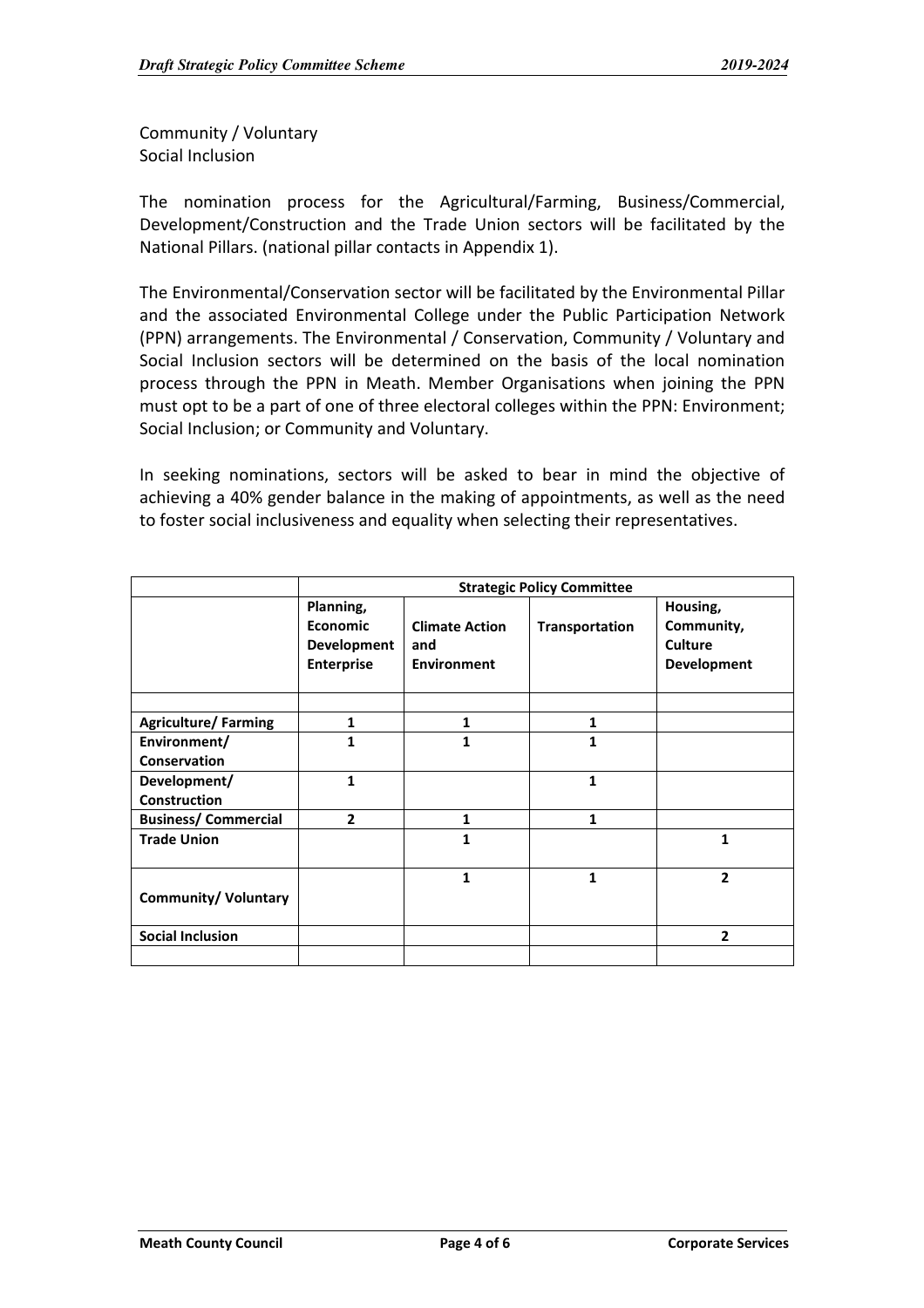Community / Voluntary
Social Inclusion

The nomination process for the Agricultural/Farming, Business/Commercial, Development/Construction and the Trade Union sectors will be facilitated by the National Pillars. (national pillar contacts in Appendix 1).

The Environmental/Conservation sector will be facilitated by the Environmental Pillar and the associated Environmental College under the Public Participation Network (PPN) arrangements. The Environmental / Conservation, Community / Voluntary and Social Inclusion sectors will be determined on the basis of the local nomination process through the PPN in Meath. Member Organisations when joining the PPN must opt to be a part of one of three electoral colleges within the PPN: Environment; Social Inclusion; or Community and Voluntary.

In seeking nominations, sectors will be asked to bear in mind the objective of achieving a 40% gender balance in the making of appointments, as well as the need to foster social inclusiveness and equality when selecting their representatives.

| | **Strategic Policy Committee** | | | |
|---|---|---|---|---|
| | **Planning, Economic Development Enterprise** | **Climate Action and Environment** | **Transportation** | **Housing, Community, Culture Development** |
| | | | | |
| **Agriculture/ Farming** | 1 | 1 | 1 | |
| **Environment/ Conservation** | 1 | 1 | 1 | |
| **Development/ Construction** | 1 | | 1 | |
| **Business/ Commercial** | 2 | 1 | 1 | |
| **Trade Union** | | 1 | | 1 |
| **Community/ Voluntary** | | 1 | 1 | 2 |
| **Social Inclusion** | | | | 2 |
| | | | | |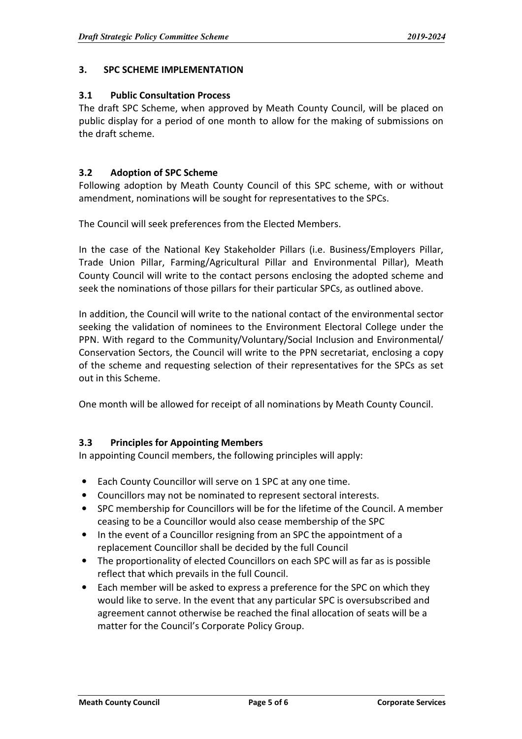## 3. SPC SCHEME IMPLEMENTATION

### 3.1 Public Consultation Process

The draft SPC Scheme, when approved by Meath County Council, will be placed on public display for a period of one month to allow for the making of submissions on the draft scheme.

### 3.2 Adoption of SPC Scheme

Following adoption by Meath County Council of this SPC scheme, with or without amendment, nominations will be sought for representatives to the SPCs.

The Council will seek preferences from the Elected Members.

In the case of the National Key Stakeholder Pillars (i.e. Business/Employers Pillar, Trade Union Pillar, Farming/Agricultural Pillar and Environmental Pillar), Meath County Council will write to the contact persons enclosing the adopted scheme and seek the nominations of those pillars for their particular SPCs, as outlined above.

In addition, the Council will write to the national contact of the environmental sector seeking the validation of nominees to the Environment Electoral College under the PPN. With regard to the Community/Voluntary/Social Inclusion and Environmental/ Conservation Sectors, the Council will write to the PPN secretariat, enclosing a copy of the scheme and requesting selection of their representatives for the SPCs as set out in this Scheme.

One month will be allowed for receipt of all nominations by Meath County Council.

### 3.3 Principles for Appointing Members

In appointing Council members, the following principles will apply:

- Each County Councillor will serve on 1 SPC at any one time.
- Councillors may not be nominated to represent sectoral interests.
- SPC membership for Councillors will be for the lifetime of the Council. A member ceasing to be a Councillor would also cease membership of the SPC
- In the event of a Councillor resigning from an SPC the appointment of a replacement Councillor shall be decided by the full Council
- The proportionality of elected Councillors on each SPC will as far as is possible reflect that which prevails in the full Council.
- Each member will be asked to express a preference for the SPC on which they would like to serve. In the event that any particular SPC is oversubscribed and agreement cannot otherwise be reached the final allocation of seats will be a matter for the Council's Corporate Policy Group.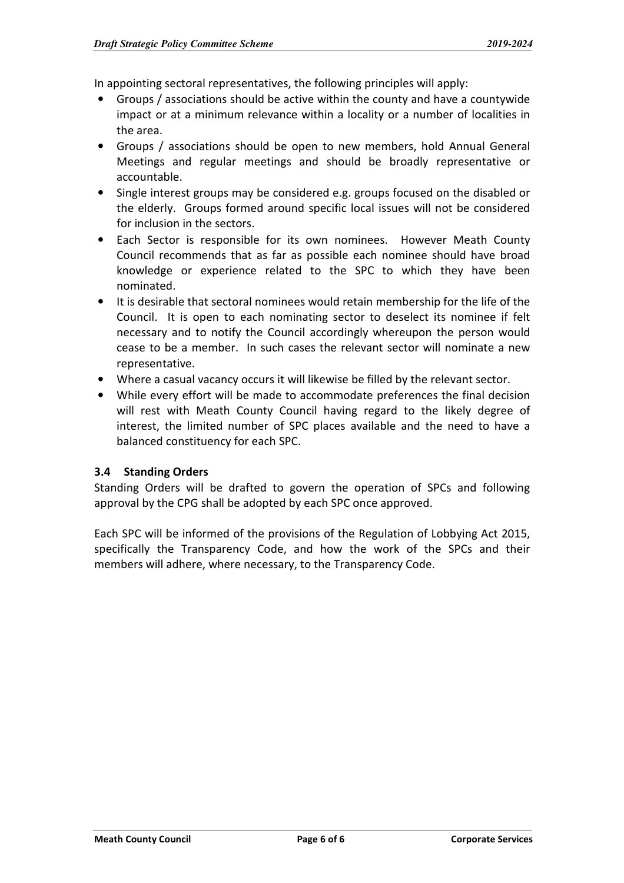In appointing sectoral representatives, the following principles will apply:

- Groups / associations should be active within the county and have a countywide impact or at a minimum relevance within a locality or a number of localities in the area.
- Groups / associations should be open to new members, hold Annual General Meetings and regular meetings and should be broadly representative or accountable.
- Single interest groups may be considered e.g. groups focused on the disabled or the elderly. Groups formed around specific local issues will not be considered for inclusion in the sectors.
- Each Sector is responsible for its own nominees. However Meath County Council recommends that as far as possible each nominee should have broad knowledge or experience related to the SPC to which they have been nominated.
- It is desirable that sectoral nominees would retain membership for the life of the Council. It is open to each nominating sector to deselect its nominee if felt necessary and to notify the Council accordingly whereupon the person would cease to be a member. In such cases the relevant sector will nominate a new representative.
- Where a casual vacancy occurs it will likewise be filled by the relevant sector.
- While every effort will be made to accommodate preferences the final decision will rest with Meath County Council having regard to the likely degree of interest, the limited number of SPC places available and the need to have a balanced constituency for each SPC.

### 3.4 Standing Orders

Standing Orders will be drafted to govern the operation of SPCs and following approval by the CPG shall be adopted by each SPC once approved.

Each SPC will be informed of the provisions of the Regulation of Lobbying Act 2015, specifically the Transparency Code, and how the work of the SPCs and their members will adhere, where necessary, to the Transparency Code.